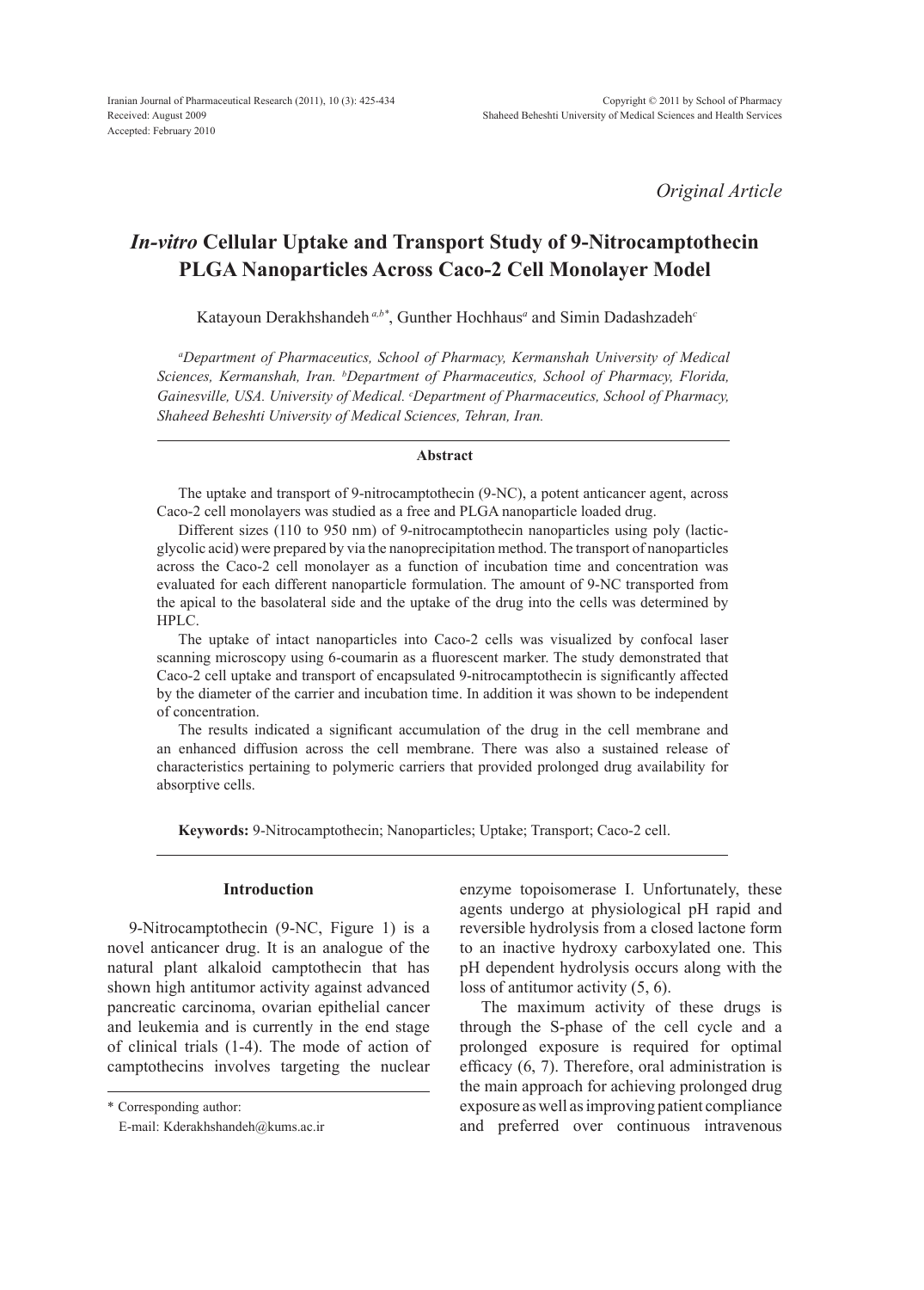Original Article

# *In-vitro* Cellular Uptake and Transport Study of 9-Nitrocamptothecin PLGA Nanoparticles Across Caco-2 Cell Monolayer Model

Katayoun Derakhshandeh[a,b*], Gunther Hochhaus[a] and Simin Dadashzadeh[c]

*[a]Department of Pharmaceutics, School of Pharmacy, Kermanshah University of Medical Sciences, Kermanshah, Iran. [b]Department of Pharmaceutics, School of Pharmacy, Florida, Gainesville, USA. University of Medical. [c]Department of Pharmaceutics, School of Pharmacy, Shaheed Beheshti University of Medical Sciences, Tehran, Iran.*

## Abstract

The uptake and transport of 9-nitrocamptothecin (9-NC), a potent anticancer agent, across Caco-2 cell monolayers was studied as a free and PLGA nanoparticle loaded drug.

Different sizes (110 to 950 nm) of 9-nitrocamptothecin nanoparticles using poly (lactic-glycolic acid) were prepared by via the nanoprecipitation method. The transport of nanoparticles across the Caco-2 cell monolayer as a function of incubation time and concentration was evaluated for each different nanoparticle formulation. The amount of 9-NC transported from the apical to the basolateral side and the uptake of the drug into the cells was determined by HPLC.

The uptake of intact nanoparticles into Caco-2 cells was visualized by confocal laser scanning microscopy using 6-coumarin as a fluorescent marker. The study demonstrated that Caco-2 cell uptake and transport of encapsulated 9-nitrocamptothecin is significantly affected by the diameter of the carrier and incubation time. In addition it was shown to be independent of concentration.

The results indicated a significant accumulation of the drug in the cell membrane and an enhanced diffusion across the cell membrane. There was also a sustained release of characteristics pertaining to polymeric carriers that provided prolonged drug availability for absorptive cells.

**Keywords:** 9-Nitrocamptothecin; Nanoparticles; Uptake; Transport; Caco-2 cell.

## Introduction

9-Nitrocamptothecin (9-NC, Figure 1) is a novel anticancer drug. It is an analogue of the natural plant alkaloid camptothecin that has shown high antitumor activity against advanced pancreatic carcinoma, ovarian epithelial cancer and leukemia and is currently in the end stage of clinical trials (1-4). The mode of action of camptothecins involves targeting the nuclear enzyme topoisomerase I. Unfortunately, these agents undergo at physiological pH rapid and reversible hydrolysis from a closed lactone form to an inactive hydroxy carboxylated one. This pH dependent hydrolysis occurs along with the loss of antitumor activity (5, 6).

The maximum activity of these drugs is through the S-phase of the cell cycle and a prolonged exposure is required for optimal efficacy (6, 7). Therefore, oral administration is the main approach for achieving prolonged drug exposure as well as improving patient compliance and preferred over continuous intravenous

\* Corresponding author:
E-mail: Kderakhshandeh@kums.ac.ir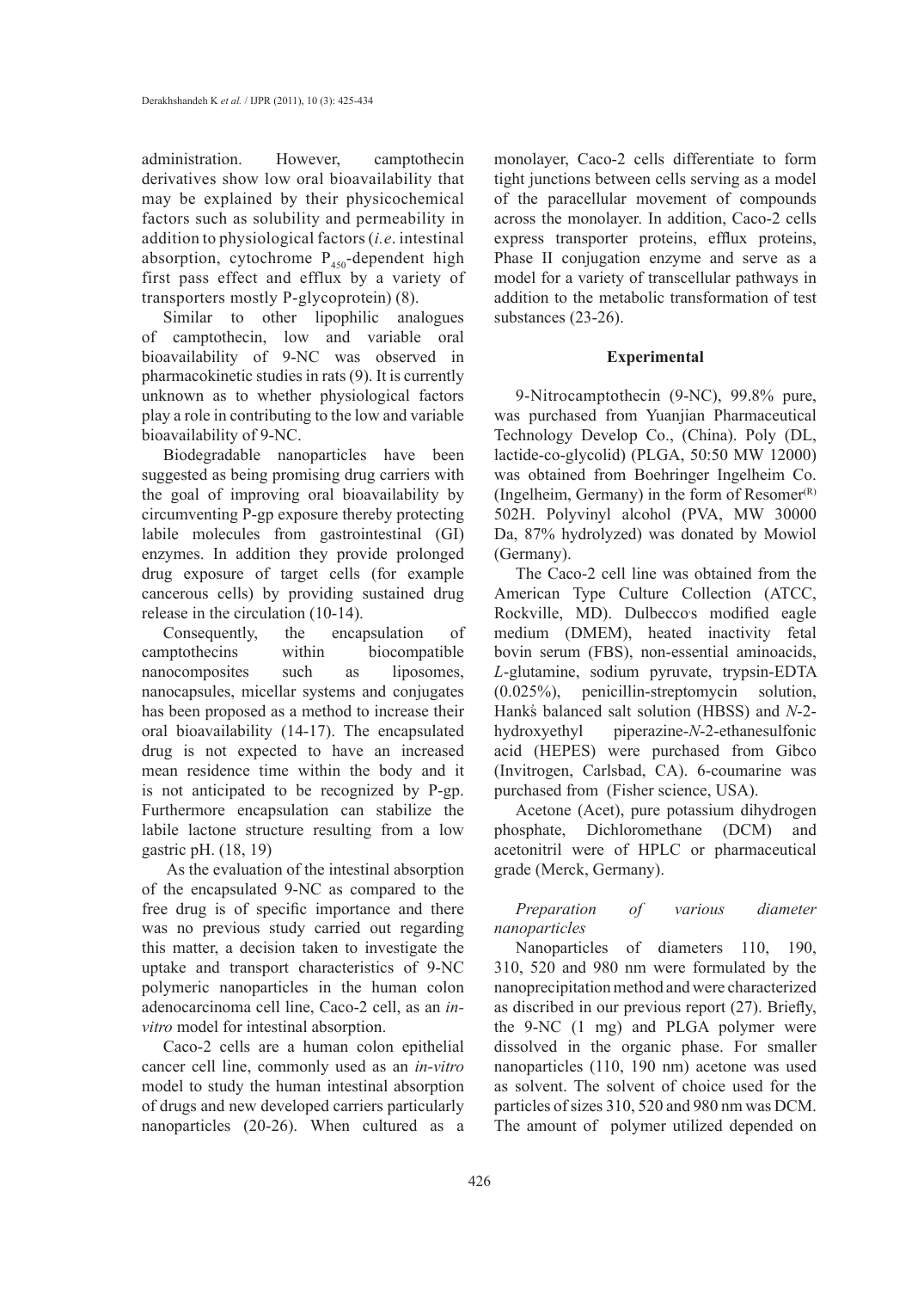administration. However, camptothecin derivatives show low oral bioavailability that may be explained by their physicochemical factors such as solubility and permeability in addition to physiological factors (*i.e*. intestinal absorption, cytochrome $P_{450}$-dependent high first pass effect and efflux by a variety of transporters mostly P-glycoprotein) (8).

Similar to other lipophilic analogues of camptothecin, low and variable oral bioavailability of 9-NC was observed in pharmacokinetic studies in rats (9). It is currently unknown as to whether physiological factors play a role in contributing to the low and variable bioavailability of 9-NC.

Biodegradable nanoparticles have been suggested as being promising drug carriers with the goal of improving oral bioavailability by circumventing P-gp exposure thereby protecting labile molecules from gastrointestinal (GI) enzymes. In addition they provide prolonged drug exposure of target cells (for example cancerous cells) by providing sustained drug release in the circulation (10-14).

Consequently, the encapsulation of camptothecins within biocompatible nanocomposites such as liposomes, nanocapsules, micellar systems and conjugates has been proposed as a method to increase their oral bioavailability (14-17). The encapsulated drug is not expected to have an increased mean residence time within the body and it is not anticipated to be recognized by P-gp. Furthermore encapsulation can stabilize the labile lactone structure resulting from a low gastric pH. (18, 19)

As the evaluation of the intestinal absorption of the encapsulated 9-NC as compared to the free drug is of specific importance and there was no previous study carried out regarding this matter, a decision taken to investigate the uptake and transport characteristics of 9-NC polymeric nanoparticles in the human colon adenocarcinoma cell line, Caco-2 cell, as an *in-vitro* model for intestinal absorption.

Caco-2 cells are a human colon epithelial cancer cell line, commonly used as an *in-vitro* model to study the human intestinal absorption of drugs and new developed carriers particularly nanoparticles (20-26). When cultured as a monolayer, Caco-2 cells differentiate to form tight junctions between cells serving as a model of the paracellular movement of compounds across the monolayer. In addition, Caco-2 cells express transporter proteins, efflux proteins, Phase II conjugation enzyme and serve as a model for a variety of transcellular pathways in addition to the metabolic transformation of test substances (23-26).

## Experimental

9-Nitrocamptothecin (9-NC), 99.8% pure, was purchased from Yuanjian Pharmaceutical Technology Develop Co., (China). Poly (DL, lactide-co-glycolid) (PLGA, 50:50 MW 12000) was obtained from Boehringer Ingelheim Co. (Ingelheim, Germany) in the form of Resomer(R) 502H. Polyvinyl alcohol (PVA, MW 30000 Da, 87% hydrolyzed) was donated by Mowiol (Germany).

The Caco-2 cell line was obtained from the American Type Culture Collection (ATCC, Rockville, MD). Dulbecco's modified eagle medium (DMEM), heated inactivity fetal bovin serum (FBS), non-essential aminoacids, *L*-glutamine, sodium pyruvate, trypsin-EDTA (0.025%), penicillin-streptomycin solution, Hank's balanced salt solution (HBSS) and *N*-2-hydroxyethyl piperazine-*N*-2-ethanesulfonic acid (HEPES) were purchased from Gibco (Invitrogen, Carlsbad, CA). 6-coumarine was purchased from (Fisher science, USA).

Acetone (Acet), pure potassium dihydrogen phosphate, Dichloromethane (DCM) and acetonitril were of HPLC or pharmaceutical grade (Merck, Germany).

### *Preparation of various diameter nanoparticles*

Nanoparticles of diameters 110, 190, 310, 520 and 980 nm were formulated by the nanoprecipitation method and were characterized as discribed in our previous report (27). Briefly, the 9-NC (1 mg) and PLGA polymer were dissolved in the organic phase. For smaller nanoparticles (110, 190 nm) acetone was used as solvent. The solvent of choice used for the particles of sizes 310, 520 and 980 nm was DCM. The amount of polymer utilized depended on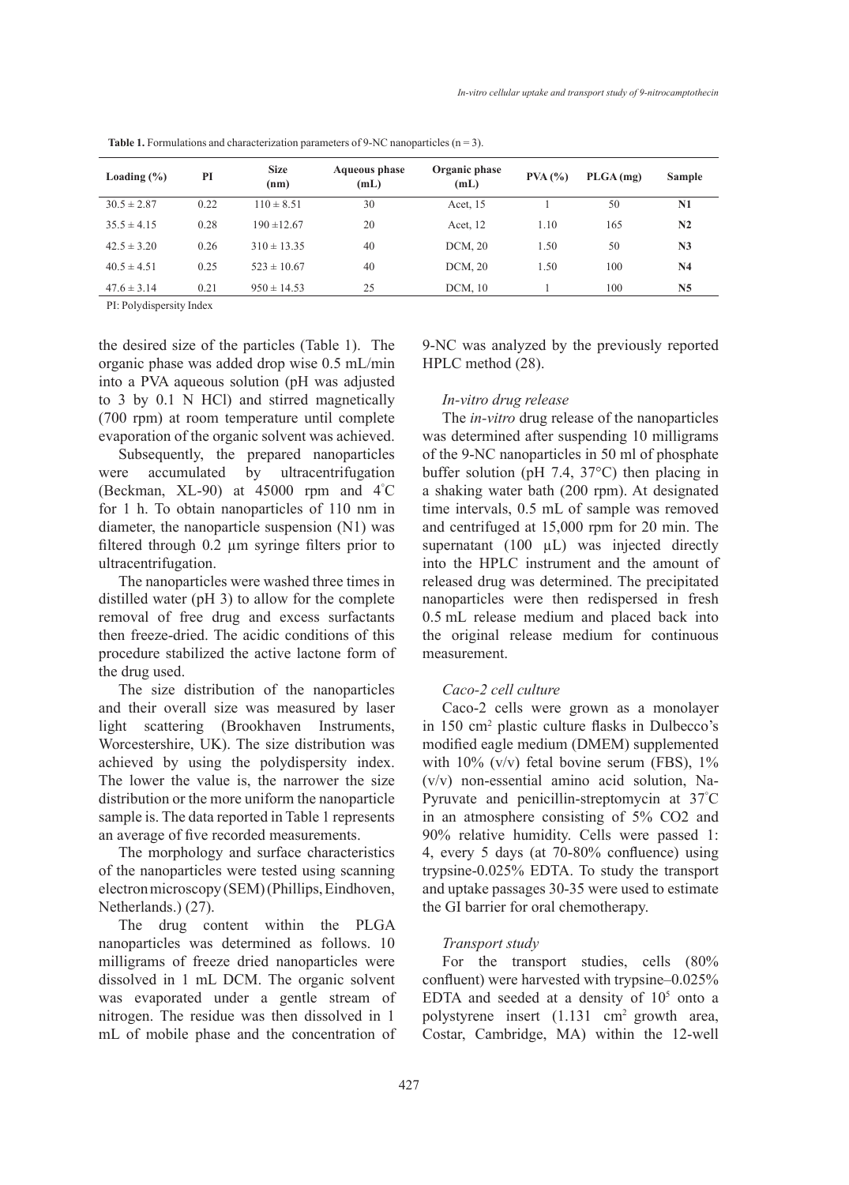**Table 1.** Formulations and characterization parameters of 9-NC nanoparticles (n = 3).

| Loading (%) | PI | Size (nm) | Aqueous phase (mL) | Organic phase (mL) | PVA (%) | PLGA (mg) | Sample |
|---|---|---|---|---|---|---|---|
| 30.5 ± 2.87 | 0.22 | 110 ± 8.51 | 30 | Acet, 15 | 1 | 50 | **N1** |
| 35.5 ± 4.15 | 0.28 | 190 ±12.67 | 20 | Acet, 12 | 1.10 | 165 | **N2** |
| 42.5 ± 3.20 | 0.26 | 310 ± 13.35 | 40 | DCM, 20 | 1.50 | 50 | **N3** |
| 40.5 ± 4.51 | 0.25 | 523 ± 10.67 | 40 | DCM, 20 | 1.50 | 100 | **N4** |
| 47.6 ± 3.14 | 0.21 | 950 ± 14.53 | 25 | DCM, 10 | 1 | 100 | **N5** |

PI: Polydispersity Index

the desired size of the particles (Table 1). The organic phase was added drop wise 0.5 mL/min into a PVA aqueous solution (pH was adjusted to 3 by 0.1 N HCl) and stirred magnetically (700 rpm) at room temperature until complete evaporation of the organic solvent was achieved.

Subsequently, the prepared nanoparticles were accumulated by ultracentrifugation (Beckman, XL-90) at 45000 rpm and 4°C for 1 h. To obtain nanoparticles of 110 nm in diameter, the nanoparticle suspension (N1) was filtered through 0.2 µm syringe filters prior to ultracentrifugation.

The nanoparticles were washed three times in distilled water (pH 3) to allow for the complete removal of free drug and excess surfactants then freeze-dried. The acidic conditions of this procedure stabilized the active lactone form of the drug used.

The size distribution of the nanoparticles and their overall size was measured by laser light scattering (Brookhaven Instruments, Worcestershire, UK). The size distribution was achieved by using the polydispersity index. The lower the value is, the narrower the size distribution or the more uniform the nanoparticle sample is. The data reported in Table 1 represents an average of five recorded measurements.

The morphology and surface characteristics of the nanoparticles were tested using scanning electron microscopy (SEM) (Phillips, Eindhoven, Netherlands.) (27).

The drug content within the PLGA nanoparticles was determined as follows. 10 milligrams of freeze dried nanoparticles were dissolved in 1 mL DCM. The organic solvent was evaporated under a gentle stream of nitrogen. The residue was then dissolved in 1 mL of mobile phase and the concentration of 9-NC was analyzed by the previously reported HPLC method (28).

### *In-vitro drug release*

The *in-vitro* drug release of the nanoparticles was determined after suspending 10 milligrams of the 9-NC nanoparticles in 50 ml of phosphate buffer solution (pH 7.4, 37°C) then placing in a shaking water bath (200 rpm). At designated time intervals, 0.5 mL of sample was removed and centrifuged at 15,000 rpm for 20 min. The supernatant (100 µL) was injected directly into the HPLC instrument and the amount of released drug was determined. The precipitated nanoparticles were then redispersed in fresh 0.5 mL release medium and placed back into the original release medium for continuous measurement.

### *Caco-2 cell culture*

Caco-2 cells were grown as a monolayer in 150 $cm^2$ plastic culture flasks in Dulbecco's modified eagle medium (DMEM) supplemented with 10% (v/v) fetal bovine serum (FBS), 1% (v/v) non-essential amino acid solution, Na-Pyruvate and penicillin-streptomycin at 37°C in an atmosphere consisting of 5% CO2 and 90% relative humidity. Cells were passed 1: 4, every 5 days (at 70-80% confluence) using trypsine-0.025% EDTA. To study the transport and uptake passages 30-35 were used to estimate the GI barrier for oral chemotherapy.

### *Transport study*

For the transport studies, cells (80% confluent) were harvested with trypsine–0.025% EDTA and seeded at a density of $10^5$ onto a polystyrene insert (1.131 $cm^2$ growth area, Costar, Cambridge, MA) within the 12-well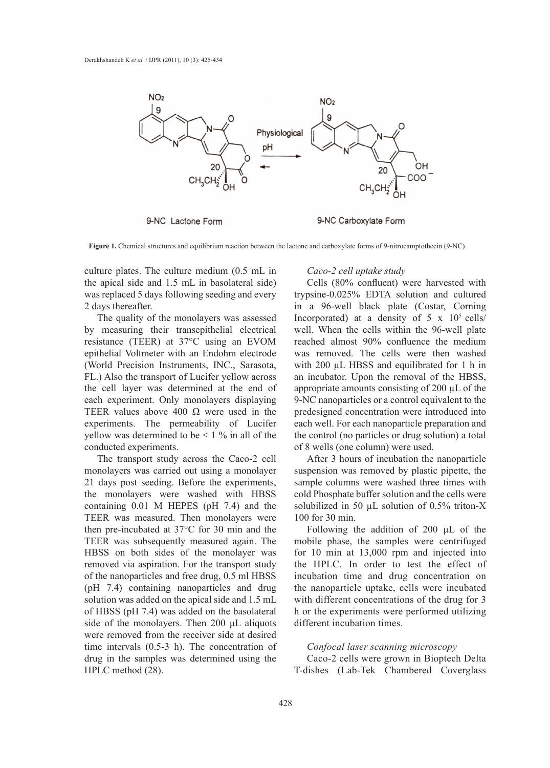**Figure 1.** Chemical structures and equilibrium reaction between the lactone and carboxylate forms of 9-nitrocamptothecin (9-NC).

culture plates. The culture medium (0.5 mL in the apical side and 1.5 mL in basolateral side) was replaced 5 days following seeding and every 2 days thereafter.

The quality of the monolayers was assessed by measuring their transepithelial electrical resistance (TEER) at 37°C using an EVOM epithelial Voltmeter with an Endohm electrode (World Precision Instruments, INC., Sarasota, FL.) Also the transport of Lucifer yellow across the cell layer was determined at the end of each experiment. Only monolayers displaying TEER values above 400 Ω were used in the experiments. The permeability of Lucifer yellow was determined to be < 1 % in all of the conducted experiments.

The transport study across the Caco-2 cell monolayers was carried out using a monolayer 21 days post seeding. Before the experiments, the monolayers were washed with HBSS containing 0.01 M HEPES (pH 7.4) and the TEER was measured. Then monolayers were then pre-incubated at 37°C for 30 min and the TEER was subsequently measured again. The HBSS on both sides of the monolayer was removed via aspiration. For the transport study of the nanoparticles and free drug, 0.5 ml HBSS (pH 7.4) containing nanoparticles and drug solution was added on the apical side and 1.5 mL of HBSS (pH 7.4) was added on the basolateral side of the monolayers. Then 200 µL aliquots were removed from the receiver side at desired time intervals (0.5-3 h). The concentration of drug in the samples was determined using the HPLC method (28).

*Caco-2 cell uptake study*

Cells (80% confluent) were harvested with trypsine-0.025% EDTA solution and cultured in a 96-well black plate (Costar, Corning Incorporated) at a density of 5 x $10^5$ cells/well. When the cells within the 96-well plate reached almost 90% confluence the medium was removed. The cells were then washed with 200 µL HBSS and equilibrated for 1 h in an incubator. Upon the removal of the HBSS, appropriate amounts consisting of 200 µL of the 9-NC nanoparticles or a control equivalent to the predesigned concentration were introduced into each well. For each nanoparticle preparation and the control (no particles or drug solution) a total of 8 wells (one column) were used.

After 3 hours of incubation the nanoparticle suspension was removed by plastic pipette, the sample columns were washed three times with cold Phosphate buffer solution and the cells were solubilized in 50 µL solution of 0.5% triton-X 100 for 30 min.

Following the addition of 200 µL of the mobile phase, the samples were centrifuged for 10 min at 13,000 rpm and injected into the HPLC. In order to test the effect of incubation time and drug concentration on the nanoparticle uptake, cells were incubated with different concentrations of the drug for 3 h or the experiments were performed utilizing different incubation times.

*Confocal laser scanning microscopy*

Caco-2 cells were grown in Bioptech Delta T-dishes (Lab-Tek Chambered Coverglass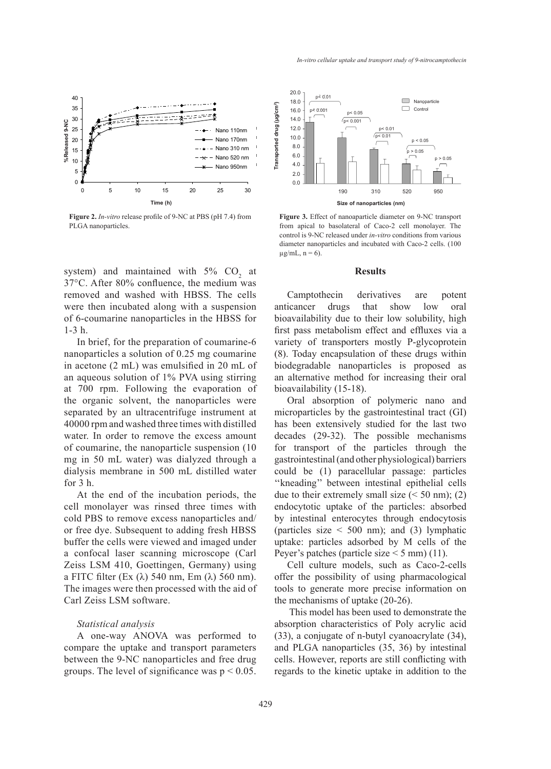**Figure 2.** *In-vitro* release profile of 9-NC at PBS (pH 7.4) from PLGA nanoparticles.

**Figure 3.** Effect of nanoaparticle diameter on 9-NC transport from apical to basolateral of Caco-2 cell monolayer. The control is 9-NC released under *in-vitro* conditions from various diameter nanoparticles and incubated with Caco-2 cells. (100 μg/mL, n = 6).

system) and maintained with 5% $CO_2$ at 37°C. After 80% confluence, the medium was removed and washed with HBSS. The cells were then incubated along with a suspension of 6-coumarine nanoparticles in the HBSS for 1-3 h.

In brief, for the preparation of coumarine-6 nanoparticles a solution of 0.25 mg coumarine in acetone (2 mL) was emulsified in 20 mL of an aqueous solution of 1% PVA using stirring at 700 rpm. Following the evaporation of the organic solvent, the nanoparticles were separated by an ultracentrifuge instrument at 40000 rpm and washed three times with distilled water. In order to remove the excess amount of coumarine, the nanoparticle suspension (10 mg in 50 mL water) was dialyzed through a dialysis membrane in 500 mL distilled water for 3 h.

At the end of the incubation periods, the cell monolayer was rinsed three times with cold PBS to remove excess nanoparticles and/or free dye. Subsequent to adding fresh HBSS buffer the cells were viewed and imaged under a confocal laser scanning microscope (Carl Zeiss LSM 410, Goettingen, Germany) using a FITC filter (Ex (λ) 540 nm, Em (λ) 560 nm). The images were then processed with the aid of Carl Zeiss LSM software.

### *Statistical analysis*

A one-way ANOVA was performed to compare the uptake and transport parameters between the 9-NC nanoparticles and free drug groups. The level of significance was $p < 0.05$.

## Results

Camptothecin derivatives are potent anticancer drugs that show low oral bioavailability due to their low solubility, high first pass metabolism effect and effluxes via a variety of transporters mostly P-glycoprotein (8). Today encapsulation of these drugs within biodegradable nanoparticles is proposed as an alternative method for increasing their oral bioavailability (15-18).

Oral absorption of polymeric nano and microparticles by the gastrointestinal tract (GI) has been extensively studied for the last two decades (29-32). The possible mechanisms for transport of the particles through the gastrointestinal (and other physiological) barriers could be (1) paracellular passage: particles ''kneading'' between intestinal epithelial cells due to their extremely small size (< 50 nm); (2) endocytotic uptake of the particles: absorbed by intestinal enterocytes through endocytosis (particles size < 500 nm); and (3) lymphatic uptake: particles adsorbed by M cells of the Peyer's patches (particle size < 5 mm) (11).

Cell culture models, such as Caco-2-cells offer the possibility of using pharmacological tools to generate more precise information on the mechanisms of uptake (20-26).

This model has been used to demonstrate the absorption characteristics of Poly acrylic acid (33), a conjugate of n-butyl cyanoacrylate (34), and PLGA nanoparticles (35, 36) by intestinal cells. However, reports are still conflicting with regards to the kinetic uptake in addition to the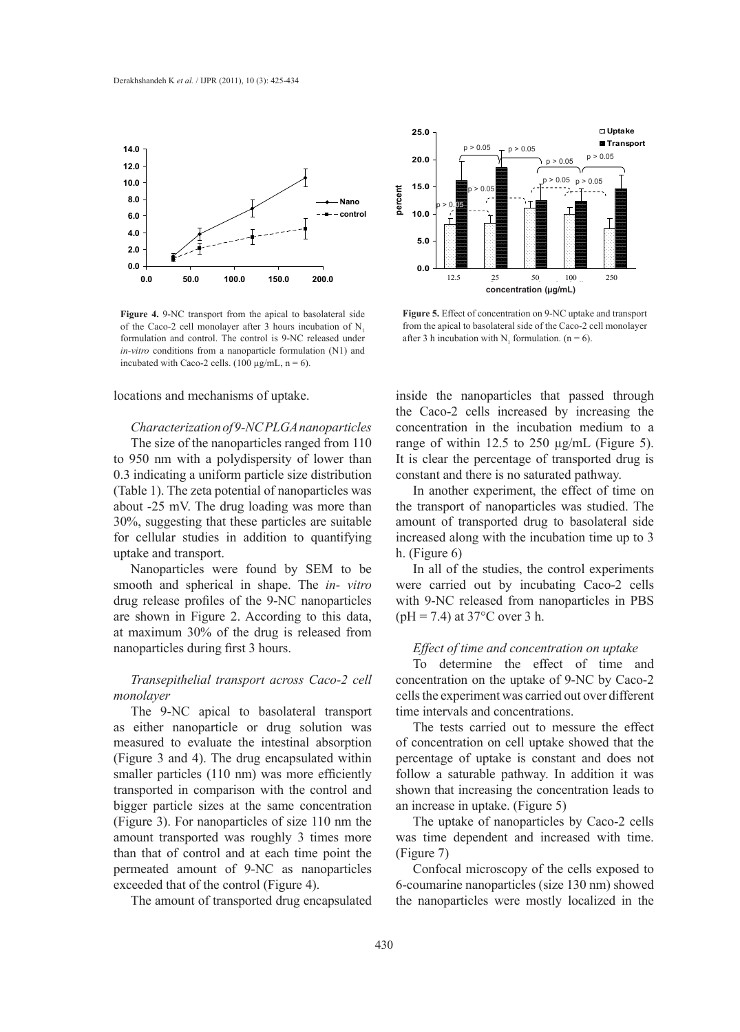**Figure 4.** 9-NC transport from the apical to basolateral side of the Caco-2 cell monolayer after 3 hours incubation of $N_1$ formulation and control. The control is 9-NC released under *in-vitro* conditions from a nanoparticle formulation (N1) and incubated with Caco-2 cells. (100 µg/mL, n = 6).

**Figure 5.** Effect of concentration on 9-NC uptake and transport from the apical to basolateral side of the Caco-2 cell monolayer after 3 h incubation with $N_1$ formulation. (n = 6).

locations and mechanisms of uptake.

### *Characterization of 9-NC PLGA nanoparticles*

The size of the nanoparticles ranged from 110 to 950 nm with a polydispersity of lower than 0.3 indicating a uniform particle size distribution (Table 1). The zeta potential of nanoparticles was about -25 mV. The drug loading was more than 30%, suggesting that these particles are suitable for cellular studies in addition to quantifying uptake and transport.

Nanoparticles were found by SEM to be smooth and spherical in shape. The *in- vitro* drug release profiles of the 9-NC nanoparticles are shown in Figure 2. According to this data, at maximum 30% of the drug is released from nanoparticles during first 3 hours.

### *Transepithelial transport across Caco-2 cell monolayer*

The 9-NC apical to basolateral transport as either nanoparticle or drug solution was measured to evaluate the intestinal absorption (Figure 3 and 4). The drug encapsulated within smaller particles (110 nm) was more efficiently transported in comparison with the control and bigger particle sizes at the same concentration (Figure 3). For nanoparticles of size 110 nm the amount transported was roughly 3 times more than that of control and at each time point the permeated amount of 9-NC as nanoparticles exceeded that of the control (Figure 4).

The amount of transported drug encapsulated inside the nanoparticles that passed through the Caco-2 cells increased by increasing the concentration in the incubation medium to a range of within 12.5 to 250 µg/mL (Figure 5). It is clear the percentage of transported drug is constant and there is no saturated pathway.

In another experiment, the effect of time on the transport of nanoparticles was studied. The amount of transported drug to basolateral side increased along with the incubation time up to 3 h. (Figure 6)

In all of the studies, the control experiments were carried out by incubating Caco-2 cells with 9-NC released from nanoparticles in PBS (pH = 7.4) at 37°C over 3 h.

### *Effect of time and concentration on uptake*

To determine the effect of time and concentration on the uptake of 9-NC by Caco-2 cells the experiment was carried out over different time intervals and concentrations.

The tests carried out to messure the effect of concentration on cell uptake showed that the percentage of uptake is constant and does not follow a saturable pathway. In addition it was shown that increasing the concentration leads to an increase in uptake. (Figure 5)

The uptake of nanoparticles by Caco-2 cells was time dependent and increased with time. (Figure 7)

Confocal microscopy of the cells exposed to 6-coumarine nanoparticles (size 130 nm) showed the nanoparticles were mostly localized in the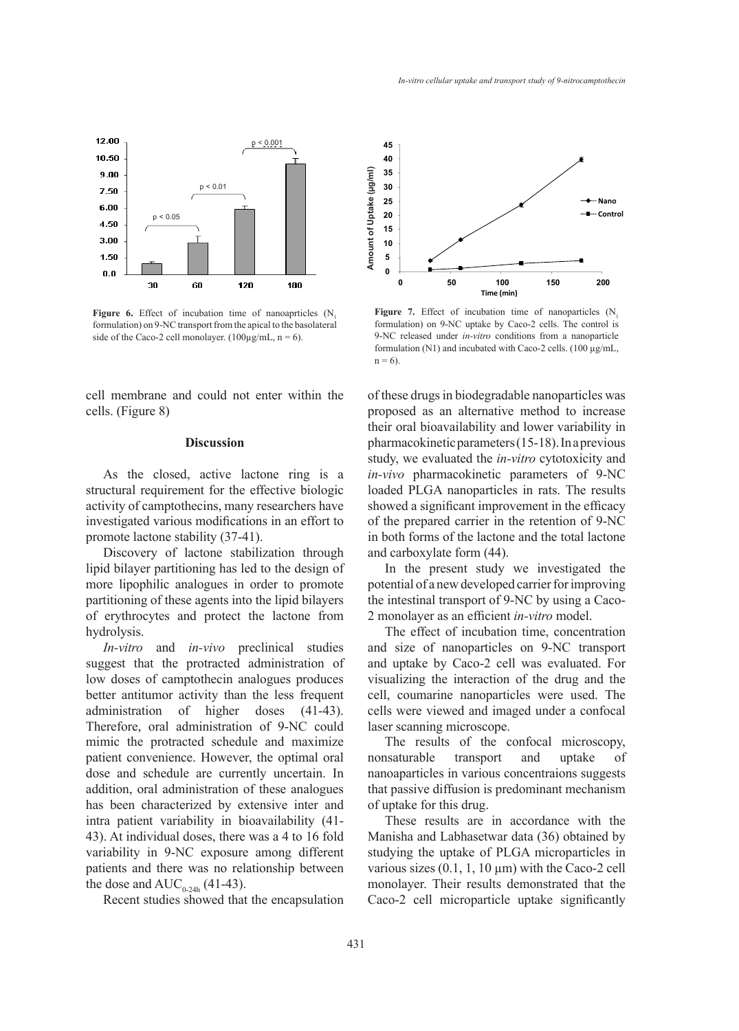Figure 6. Effect of incubation time of nanoaprticles ($N_1$ formulation) on 9-NC transport from the apical to the basolateral side of the Caco-2 cell monolayer. (100µg/mL, n = 6).

Figure 7. Effect of incubation time of nanoparticles ($N_1$ formulation) on 9-NC uptake by Caco-2 cells. The control is 9-NC released under *in-vitro* conditions from a nanoparticle formulation (N1) and incubated with Caco-2 cells. (100 µg/mL, n = 6).

cell membrane and could not enter within the cells. (Figure 8)

## Discussion

As the closed, active lactone ring is a structural requirement for the effective biologic activity of camptothecins, many researchers have investigated various modifications in an effort to promote lactone stability (37-41).

Discovery of lactone stabilization through lipid bilayer partitioning has led to the design of more lipophilic analogues in order to promote partitioning of these agents into the lipid bilayers of erythrocytes and protect the lactone from hydrolysis.

*In-vitro* and *in-vivo* preclinical studies suggest that the protracted administration of low doses of camptothecin analogues produces better antitumor activity than the less frequent administration of higher doses (41-43). Therefore, oral administration of 9-NC could mimic the protracted schedule and maximize patient convenience. However, the optimal oral dose and schedule are currently uncertain. In addition, oral administration of these analogues has been characterized by extensive inter and intra patient variability in bioavailability (41-43). At individual doses, there was a 4 to 16 fold variability in 9-NC exposure among different patients and there was no relationship between the dose and $AUC_{0-24h}$ (41-43).

Recent studies showed that the encapsulation of these drugs in biodegradable nanoparticles was proposed as an alternative method to increase their oral bioavailability and lower variability in pharmacokinetic parameters (15-18). In a previous study, we evaluated the *in-vitro* cytotoxicity and *in-vivo* pharmacokinetic parameters of 9-NC loaded PLGA nanoparticles in rats. The results showed a significant improvement in the efficacy of the prepared carrier in the retention of 9-NC in both forms of the lactone and the total lactone and carboxylate form (44).

In the present study we investigated the potential of a new developed carrier for improving the intestinal transport of 9-NC by using a Caco-2 monolayer as an efficient *in-vitro* model.

The effect of incubation time, concentration and size of nanoparticles on 9-NC transport and uptake by Caco-2 cell was evaluated. For visualizing the interaction of the drug and the cell, coumarine nanoparticles were used. The cells were viewed and imaged under a confocal laser scanning microscope.

The results of the confocal microscopy, nonsaturable transport and uptake of nanoparticles in various concentraions suggests that passive diffusion is predominant mechanism of uptake for this drug.

These results are in accordance with the Manisha and Labhasetwar data (36) obtained by studying the uptake of PLGA microparticles in various sizes (0.1, 1, 10 µm) with the Caco-2 cell monolayer. Their results demonstrated that the Caco-2 cell microparticle uptake significantly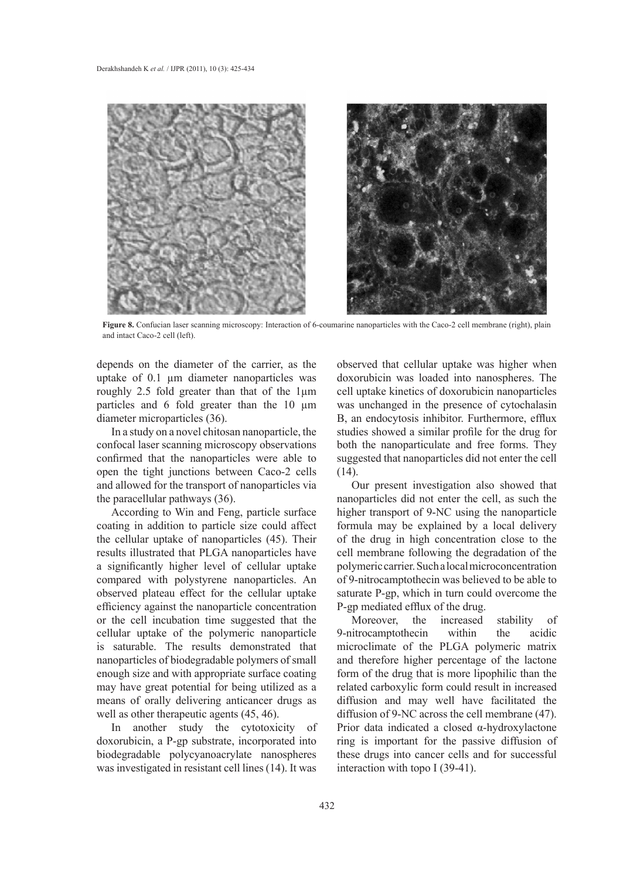**Figure 8.** Confucian laser scanning microscopy: Interaction of 6-coumarine nanoparticles with the Caco-2 cell membrane (right), plain and intact Caco-2 cell (left).

depends on the diameter of the carrier, as the uptake of 0.1 μm diameter nanoparticles was roughly 2.5 fold greater than that of the 1μm particles and 6 fold greater than the 10 μm diameter microparticles (36).

In a study on a novel chitosan nanoparticle, the confocal laser scanning microscopy observations confirmed that the nanoparticles were able to open the tight junctions between Caco-2 cells and allowed for the transport of nanoparticles via the paracellular pathways (36).

According to Win and Feng, particle surface coating in addition to particle size could affect the cellular uptake of nanoparticles (45). Their results illustrated that PLGA nanoparticles have a significantly higher level of cellular uptake compared with polystyrene nanoparticles. An observed plateau effect for the cellular uptake efficiency against the nanoparticle concentration or the cell incubation time suggested that the cellular uptake of the polymeric nanoparticle is saturable. The results demonstrated that nanoparticles of biodegradable polymers of small enough size and with appropriate surface coating may have great potential for being utilized as a means of orally delivering anticancer drugs as well as other therapeutic agents (45, 46).

In another study the cytotoxicity of doxorubicin, a P-gp substrate, incorporated into biodegradable polycyanoacrylate nanospheres was investigated in resistant cell lines (14). It was observed that cellular uptake was higher when doxorubicin was loaded into nanospheres. The cell uptake kinetics of doxorubicin nanoparticles was unchanged in the presence of cytochalasin B, an endocytosis inhibitor. Furthermore, efflux studies showed a similar profile for the drug for both the nanoparticulate and free forms. They suggested that nanoparticles did not enter the cell (14).

Our present investigation also showed that nanoparticles did not enter the cell, as such the higher transport of 9-NC using the nanoparticle formula may be explained by a local delivery of the drug in high concentration close to the cell membrane following the degradation of the polymeric carrier. Such a local microconcentration of 9-nitrocamptothecin was believed to be able to saturate P-gp, which in turn could overcome the P-gp mediated efflux of the drug.

Moreover, the increased stability of 9-nitrocamptothecin within the acidic microclimate of the PLGA polymeric matrix and therefore higher percentage of the lactone form of the drug that is more lipophilic than the related carboxylic form could result in increased diffusion and may well have facilitated the diffusion of 9-NC across the cell membrane (47). Prior data indicated a closed α-hydroxylactone ring is important for the passive diffusion of these drugs into cancer cells and for successful interaction with topo I (39-41).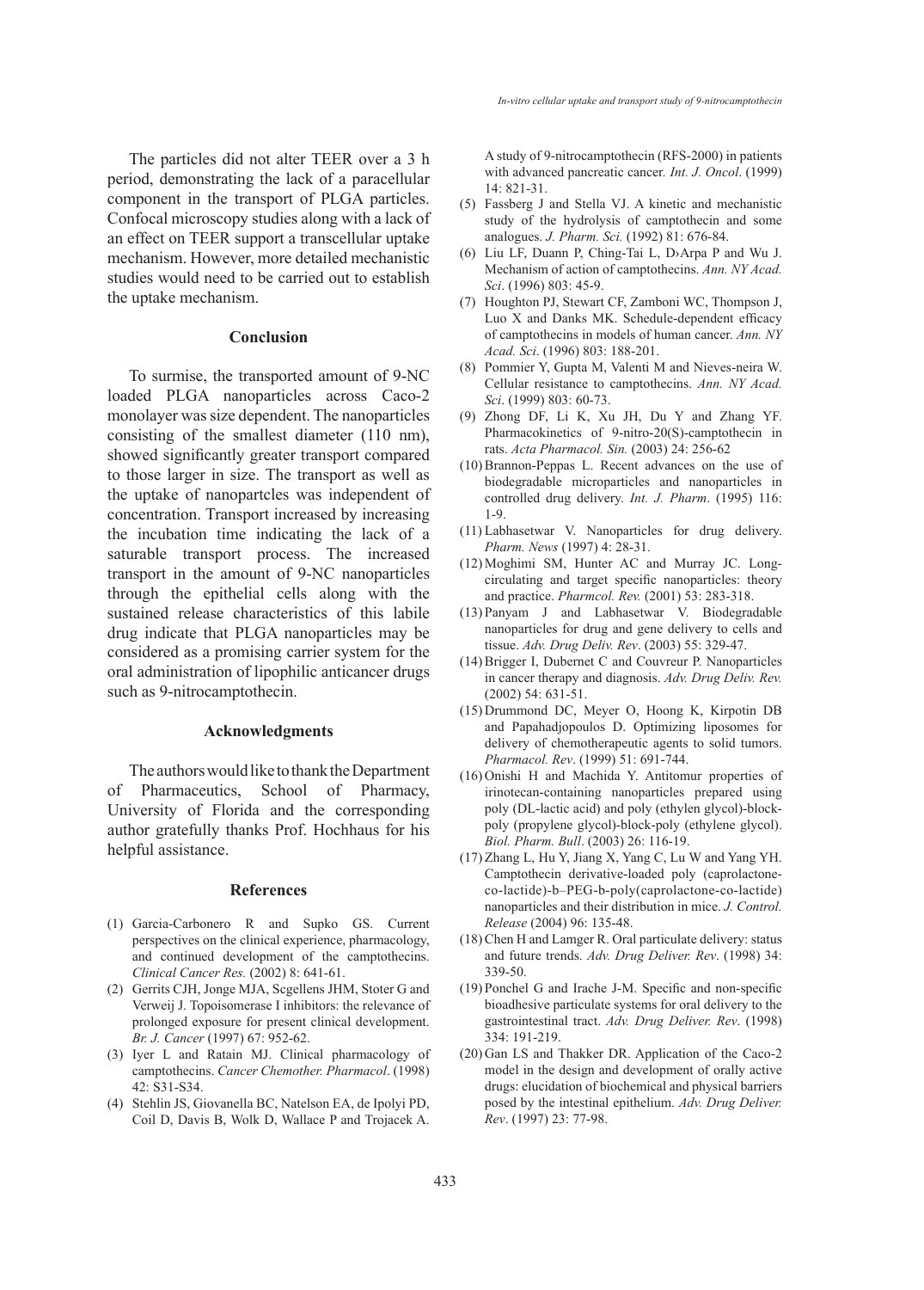The particles did not alter TEER over a 3 h period, demonstrating the lack of a paracellular component in the transport of PLGA particles. Confocal microscopy studies along with a lack of an effect on TEER support a transcellular uptake mechanism. However, more detailed mechanistic studies would need to be carried out to establish the uptake mechanism.

## Conclusion

To surmise, the transported amount of 9-NC loaded PLGA nanoparticles across Caco-2 monolayer was size dependent. The nanoparticles consisting of the smallest diameter (110 nm), showed significantly greater transport compared to those larger in size. The transport as well as the uptake of nanopartcles was independent of concentration. Transport increased by increasing the incubation time indicating the lack of a saturable transport process. The increased transport in the amount of 9-NC nanoparticles through the epithelial cells along with the sustained release characteristics of this labile drug indicate that PLGA nanoparticles may be considered as a promising carrier system for the oral administration of lipophilic anticancer drugs such as 9-nitrocamptothecin.

## Acknowledgments

The authors would like to thank the Department of Pharmaceutics, School of Pharmacy, University of Florida and the corresponding author gratefully thanks Prof. Hochhaus for his helpful assistance.

## References

(1) Garcia-Carbonero R and Supko GS. Current perspectives on the clinical experience, pharmacology, and continued development of the camptothecins. *Clinical Cancer Res.* (2002) 8: 641-61.

(2) Gerrits CJH, Jonge MJA, Scgellens JHM, Stoter G and Verweij J. Topoisomerase I inhibitors: the relevance of prolonged exposure for present clinical development. *Br. J. Cancer* (1997) 67: 952-62.

(3) Iyer L and Ratain MJ. Clinical pharmacology of camptothecins. *Cancer Chemother. Pharmacol*. (1998) 42: S31-S34.

(4) Stehlin JS, Giovanella BC, Natelson EA, de Ipolyi PD, Coil D, Davis B, Wolk D, Wallace P and Trojacek A. A study of 9-nitrocamptothecin (RFS-2000) in patients with advanced pancreatic cancer. *Int. J. Oncol*. (1999) 14: 821-31.

(5) Fassberg J and Stella VJ. A kinetic and mechanistic study of the hydrolysis of camptothecin and some analogues. *J. Pharm. Sci.* (1992) 81: 676-84.

(6) Liu LF, Duann P, Ching-Tai L, D›Arpa P and Wu J. Mechanism of action of camptothecins. *Ann. NY Acad. Sci*. (1996) 803: 45-9.

(7) Houghton PJ, Stewart CF, Zamboni WC, Thompson J, Luo X and Danks MK. Schedule-dependent efficacy of camptothecins in models of human cancer. *Ann. NY Acad. Sci*. (1996) 803: 188-201.

(8) Pommier Y, Gupta M, Valenti M and Nieves-neira W. Cellular resistance to camptothecins. *Ann. NY Acad. Sci*. (1999) 803: 60-73.

(9) Zhong DF, Li K, Xu JH, Du Y and Zhang YF. Pharmacokinetics of 9-nitro-20(S)-camptothecin in rats. *Acta Pharmacol. Sin.* (2003) 24: 256-62

(10) Brannon-Peppas L. Recent advances on the use of biodegradable microparticles and nanoparticles in controlled drug delivery. *Int. J. Pharm*. (1995) 116: 1-9.

(11) Labhasetwar V. Nanoparticles for drug delivery. *Pharm. News* (1997) 4: 28-31.

(12) Moghimi SM, Hunter AC and Murray JC. Long-circulating and target specific nanoparticles: theory and practice. *Pharmcol. Rev.* (2001) 53: 283-318.

(13) Panyam J and Labhasetwar V. Biodegradable nanoparticles for drug and gene delivery to cells and tissue. *Adv. Drug Deliv. Rev*. (2003) 55: 329-47.

(14) Brigger I, Dubernet C and Couvreur P. Nanoparticles in cancer therapy and diagnosis. *Adv. Drug Deliv. Rev.* (2002) 54: 631-51.

(15) Drummond DC, Meyer O, Hoong K, Kirpotin DB and Papahadjopoulos D. Optimizing liposomes for delivery of chemotherapeutic agents to solid tumors. *Pharmacol. Rev*. (1999) 51: 691-744.

(16) Onishi H and Machida Y. Antitomur properties of irinotecan-containing nanoparticles prepared using poly (DL-lactic acid) and poly (ethylen glycol)-block-poly (propylene glycol)-block-poly (ethylene glycol). *Biol. Pharm. Bull*. (2003) 26: 116-19.

(17) Zhang L, Hu Y, Jiang X, Yang C, Lu W and Yang YH. Camptothecin derivative-loaded poly (caprolactone-co-lactide)-b–PEG-b-poly(caprolactone-co-lactide) nanoparticles and their distribution in mice. *J. Control. Release* (2004) 96: 135-48.

(18) Chen H and Lamger R. Oral particulate delivery: status and future trends. *Adv. Drug Deliver. Rev*. (1998) 34: 339-50.

(19) Ponchel G and Irache J-M. Specific and non-specific bioadhesive particulate systems for oral delivery to the gastrointestinal tract. *Adv. Drug Deliver. Rev*. (1998) 334: 191-219.

(20) Gan LS and Thakker DR. Application of the Caco-2 model in the design and development of orally active drugs: elucidation of biochemical and physical barriers posed by the intestinal epithelium. *Adv. Drug Deliver. Rev*. (1997) 23: 77-98.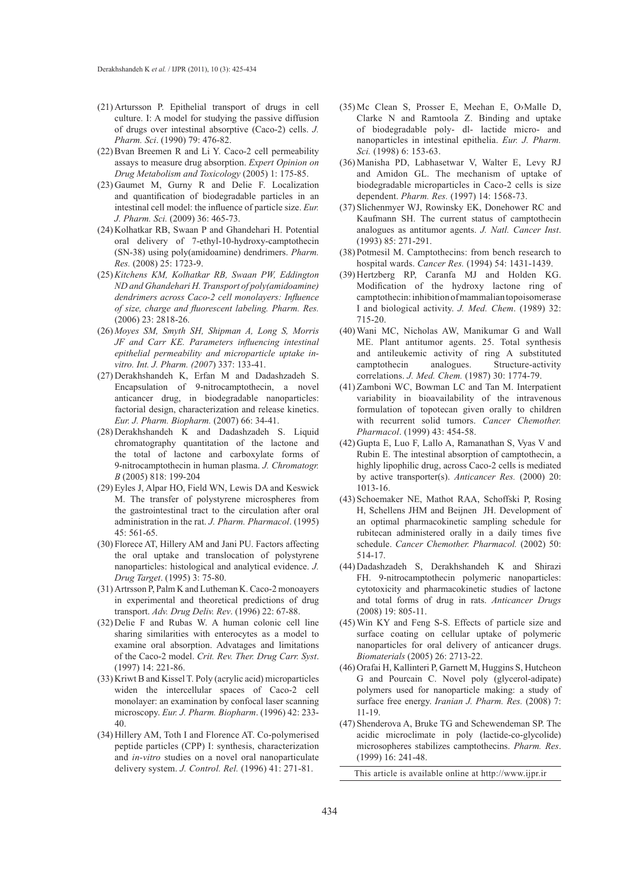(21) Artursson P. Epithelial transport of drugs in cell culture. I: A model for studying the passive diffusion of drugs over intestinal absorptive (Caco-2) cells. *J. Pharm. Sci*. (1990) 79: 476-82.

(22) Bvan Breemen R and Li Y. Caco-2 cell permeability assays to measure drug absorption. *Expert Opinion on Drug Metabolism and Toxicology* (2005) 1: 175-85.

(23) Gaumet M, Gurny R and Delie F. Localization and quantification of biodegradable particles in an intestinal cell model: the influence of particle size. *Eur. J. Pharm. Sci.* (2009) 36: 465-73.

(24) Kolhatkar RB, Swaan P and Ghandehari H. Potential oral delivery of 7-ethyl-10-hydroxy-camptothecin (SN-38) using poly(amidoamine) dendrimers. *Pharm. Res.* (2008) 25: 1723-9.

(25) *Kitchens KM, Kolhatkar RB, Swaan PW, Eddington ND and Ghandehari H. Transport of poly(amidoamine) dendrimers across Caco-2 cell monolayers: Influence of size, charge and fluorescent labeling. Pharm. Res.* (2006) 23: 2818-26.

(26) *Moyes SM, Smyth SH, Shipman A, Long S, Morris JF and Carr KE. Parameters influencing intestinal epithelial permeability and microparticle uptake in-vitro. Int. J. Pharm. (2007*) 337: 133-41.

(27) Derakhshandeh K, Erfan M and Dadashzadeh S. Encapsulation of 9-nitrocamptothecin, a novel anticancer drug, in biodegradable nanoparticles: factorial design, characterization and release kinetics. *Eur. J. Pharm. Biopharm.* (2007) 66: 34-41.

(28) Derakhshandeh K and Dadashzadeh S. Liquid chromatography quantitation of the lactone and the total of lactone and carboxylate forms of 9-nitrocamptothecin in human plasma. *J. Chromatogr. B* (2005) 818: 199-204

(29) Eyles J, Alpar HO, Field WN, Lewis DA and Keswick M. The transfer of polystyrene microspheres from the gastrointestinal tract to the circulation after oral administration in the rat. *J. Pharm. Pharmacol*. (1995) 45: 561-65.

(30) Florece AT, Hillery AM and Jani PU. Factors affecting the oral uptake and translocation of polystyrene nanoparticles: histological and analytical evidence. *J. Drug Target*. (1995) 3: 75-80.

(31) Artrsson P, Palm K and Lutheman K. Caco-2 monoayers in experimental and theoretical predictions of drug transport. *Adv. Drug Deliv. Rev*. (1996) 22: 67-88.

(32) Delie F and Rubas W. A human colonic cell line sharing similarities with enterocytes as a model to examine oral absorption. Advatages and limitations of the Caco-2 model. *Crit. Rev. Ther. Drug Carr. Syst*. (1997) 14: 221-86.

(33) Kriwt B and Kissel T. Poly (acrylic acid) microparticles widen the intercellular spaces of Caco-2 cell monolayer: an examination by confocal laser scanning microscopy. *Eur. J. Pharm. Biopharm*. (1996) 42: 233-40.

(34) Hillery AM, Toth I and Florence AT. Co-polymerised peptide particles (CPP) I: synthesis, characterization and *in-vitro* studies on a novel oral nanoparticulate delivery system. *J. Control. Rel.* (1996) 41: 271-81.

(35) Mc Clean S, Prosser E, Meehan E, O›Malle D, Clarke N and Ramtoola Z. Binding and uptake of biodegradable poly- dl- lactide micro- and nanoparticles in intestinal epithelia. *Eur. J. Pharm. Sci.* (1998) 6: 153-63.

(36) Manisha PD, Labhasetwar V, Walter E, Levy RJ and Amidon GL. The mechanism of uptake of biodegradable microparticles in Caco-2 cells is size dependent. *Pharm. Res.* (1997) 14: 1568-73.

(37) Slichenmyer WJ, Rowinsky EK, Donehower RC and Kaufmann SH. The current status of camptothecin analogues as antitumor agents. *J. Natl. Cancer Inst*. (1993) 85: 271-291.

(38) Potmesil M. Camptothecins: from bench research to hospital wards. *Cancer Res.* (1994) 54: 1431-1439.

(39) Hertzberg RP, Caranfa MJ and Holden KG. Modification of the hydroxy lactone ring of camptothecin: inhibition of mammalian topoisomerase I and biological activity. *J. Med. Chem*. (1989) 32: 715-20.

(40) Wani MC, Nicholas AW, Manikumar G and Wall ME. Plant antitumor agents. 25. Total synthesis and antileukemic activity of ring A substituted camptothecin analogues. Structure-activity correlations. *J. Med. Chem.* (1987) 30: 1774-79.

(41) Zamboni WC, Bowman LC and Tan M. Interpatient variability in bioavailability of the intravenous formulation of topotecan given orally to children with recurrent solid tumors. *Cancer Chemother. Pharmacol*. (1999) 43: 454-58.

(42) Gupta E, Luo F, Lallo A, Ramanathan S, Vyas V and Rubin E. The intestinal absorption of camptothecin, a highly lipophilic drug, across Caco-2 cells is mediated by active transporter(s). *Anticancer Res.* (2000) 20: 1013-16.

(43) Schoemaker NE, Mathot RAA, Schoffski P, Rosing H, Schellens JHM and Beijnen JH. Development of an optimal pharmacokinetic sampling schedule for rubitecan administered orally in a daily times five schedule. *Cancer Chemother. Pharmacol.* (2002) 50: 514-17.

(44) Dadashzadeh S, Derakhshandeh K and Shirazi FH. 9-nitrocamptothecin polymeric nanoparticles: cytotoxicity and pharmacokinetic studies of lactone and total forms of drug in rats. *Anticancer Drugs* (2008) 19: 805-11.

(45) Win KY and Feng S-S. Effects of particle size and surface coating on cellular uptake of polymeric nanoparticles for oral delivery of anticancer drugs. *Biomaterials* (2005) 26: 2713-22.

(46) Orafai H, Kallinteri P, Garnett M, Huggins S, Hutcheon G and Pourcain C. Novel poly (glycerol-adipate) polymers used for nanoparticle making: a study of surface free energy. *Iranian J. Pharm. Res.* (2008) 7: 11-19.

(47) Shenderova A, Bruke TG and Schewendeman SP. The acidic microclimate in poly (lactide-co-glycolide) microsopheres stabilizes camptothecins. *Pharm. Res*. (1999) 16: 241-48.

This article is available online at http://www.ijpr.ir